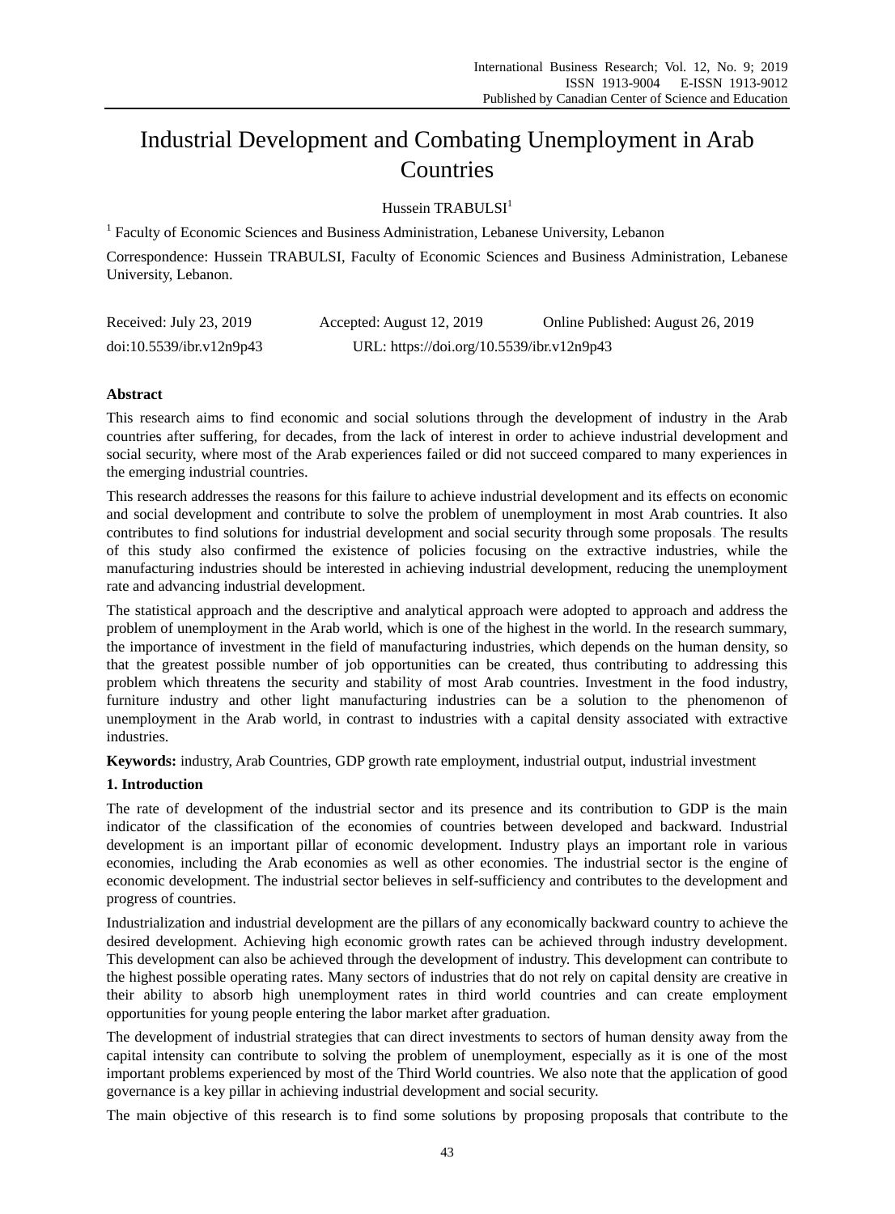# Industrial Development and Combating Unemployment in Arab Countries

Hussein TRABULSI[1]

[1] Faculty of Economic Sciences and Business Administration, Lebanese University, Lebanon

Correspondence: Hussein TRABULSI, Faculty of Economic Sciences and Business Administration, Lebanese University, Lebanon.

Received: July 23, 2019 Accepted: August 12, 2019 Online Published: August 26, 2019

doi:10.5539/ibr.v12n9p43 URL: https://doi.org/10.5539/ibr.v12n9p43

## Abstract

This research aims to find economic and social solutions through the development of industry in the Arab countries after suffering, for decades, from the lack of interest in order to achieve industrial development and social security, where most of the Arab experiences failed or did not succeed compared to many experiences in the emerging industrial countries.

This research addresses the reasons for this failure to achieve industrial development and its effects on economic and social development and contribute to solve the problem of unemployment in most Arab countries. It also contributes to find solutions for industrial development and social security through some proposals. The results of this study also confirmed the existence of policies focusing on the extractive industries, while the manufacturing industries should be interested in achieving industrial development, reducing the unemployment rate and advancing industrial development.

The statistical approach and the descriptive and analytical approach were adopted to approach and address the problem of unemployment in the Arab world, which is one of the highest in the world. In the research summary, the importance of investment in the field of manufacturing industries, which depends on the human density, so that the greatest possible number of job opportunities can be created, thus contributing to addressing this problem which threatens the security and stability of most Arab countries. Investment in the food industry, furniture industry and other light manufacturing industries can be a solution to the phenomenon of unemployment in the Arab world, in contrast to industries with a capital density associated with extractive industries.

**Keywords:** industry, Arab Countries, GDP growth rate employment, industrial output, industrial investment

## 1. Introduction

The rate of development of the industrial sector and its presence and its contribution to GDP is the main indicator of the classification of the economies of countries between developed and backward. Industrial development is an important pillar of economic development. Industry plays an important role in various economies, including the Arab economies as well as other economies. The industrial sector is the engine of economic development. The industrial sector believes in self-sufficiency and contributes to the development and progress of countries.

Industrialization and industrial development are the pillars of any economically backward country to achieve the desired development. Achieving high economic growth rates can be achieved through industry development. This development can also be achieved through the development of industry. This development can contribute to the highest possible operating rates. Many sectors of industries that do not rely on capital density are creative in their ability to absorb high unemployment rates in third world countries and can create employment opportunities for young people entering the labor market after graduation.

The development of industrial strategies that can direct investments to sectors of human density away from the capital intensity can contribute to solving the problem of unemployment, especially as it is one of the most important problems experienced by most of the Third World countries. We also note that the application of good governance is a key pillar in achieving industrial development and social security.

The main objective of this research is to find some solutions by proposing proposals that contribute to the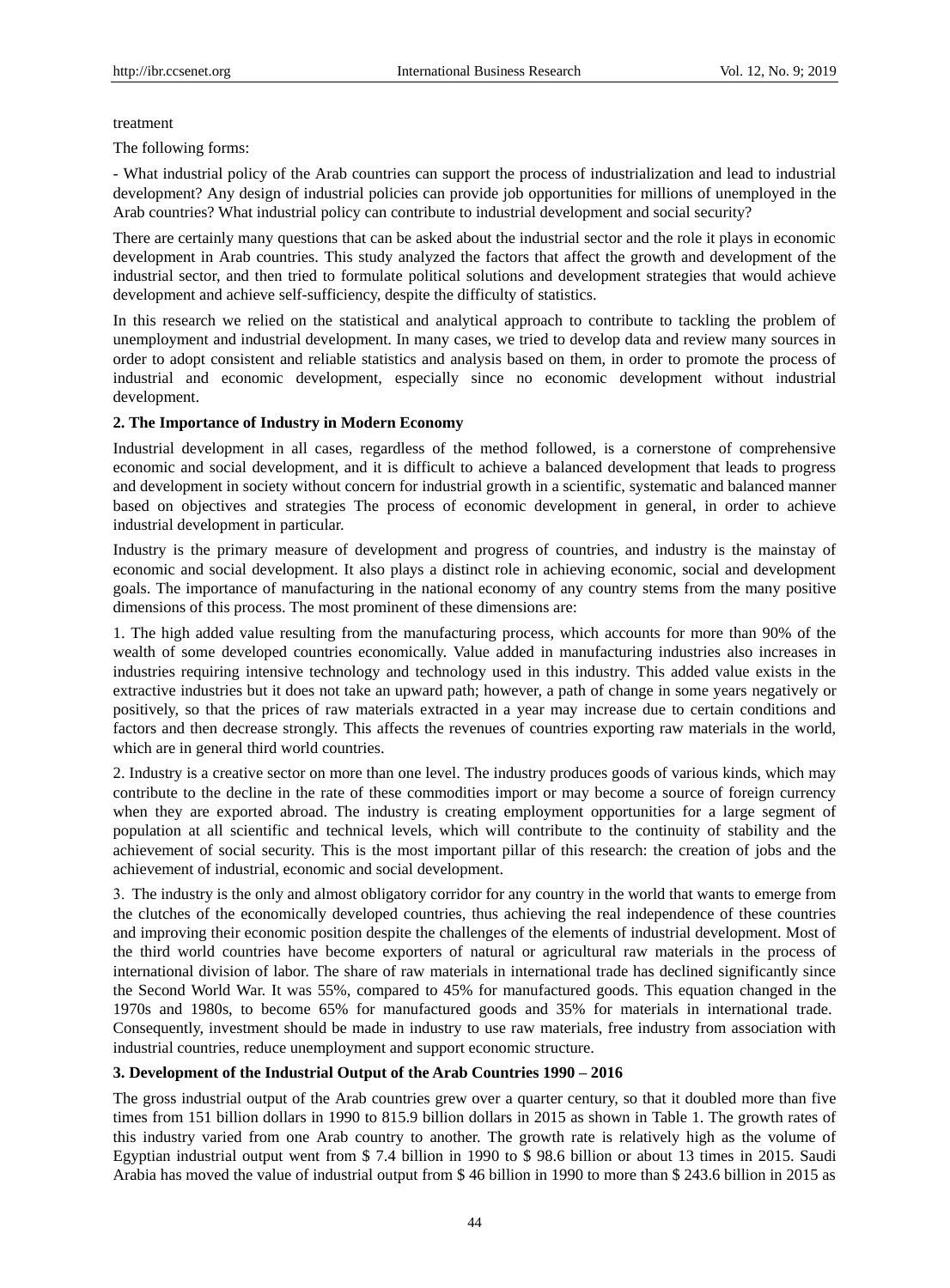treatment

The following forms:

- What industrial policy of the Arab countries can support the process of industrialization and lead to industrial development? Any design of industrial policies can provide job opportunities for millions of unemployed in the Arab countries? What industrial policy can contribute to industrial development and social security?

There are certainly many questions that can be asked about the industrial sector and the role it plays in economic development in Arab countries. This study analyzed the factors that affect the growth and development of the industrial sector, and then tried to formulate political solutions and development strategies that would achieve development and achieve self-sufficiency, despite the difficulty of statistics.

In this research we relied on the statistical and analytical approach to contribute to tackling the problem of unemployment and industrial development. In many cases, we tried to develop data and review many sources in order to adopt consistent and reliable statistics and analysis based on them, in order to promote the process of industrial and economic development, especially since no economic development without industrial development.

## 2. The Importance of Industry in Modern Economy

Industrial development in all cases, regardless of the method followed, is a cornerstone of comprehensive economic and social development, and it is difficult to achieve a balanced development that leads to progress and development in society without concern for industrial growth in a scientific, systematic and balanced manner based on objectives and strategies The process of economic development in general, in order to achieve industrial development in particular.

Industry is the primary measure of development and progress of countries, and industry is the mainstay of economic and social development. It also plays a distinct role in achieving economic, social and development goals. The importance of manufacturing in the national economy of any country stems from the many positive dimensions of this process. The most prominent of these dimensions are:

1. The high added value resulting from the manufacturing process, which accounts for more than 90% of the wealth of some developed countries economically. Value added in manufacturing industries also increases in industries requiring intensive technology and technology used in this industry. This added value exists in the extractive industries but it does not take an upward path; however, a path of change in some years negatively or positively, so that the prices of raw materials extracted in a year may increase due to certain conditions and factors and then decrease strongly. This affects the revenues of countries exporting raw materials in the world, which are in general third world countries.

2. Industry is a creative sector on more than one level. The industry produces goods of various kinds, which may contribute to the decline in the rate of these commodities import or may become a source of foreign currency when they are exported abroad. The industry is creating employment opportunities for a large segment of population at all scientific and technical levels, which will contribute to the continuity of stability and the achievement of social security. This is the most important pillar of this research: the creation of jobs and the achievement of industrial, economic and social development.

3. The industry is the only and almost obligatory corridor for any country in the world that wants to emerge from the clutches of the economically developed countries, thus achieving the real independence of these countries and improving their economic position despite the challenges of the elements of industrial development. Most of the third world countries have become exporters of natural or agricultural raw materials in the process of international division of labor. The share of raw materials in international trade has declined significantly since the Second World War. It was 55%, compared to 45% for manufactured goods. This equation changed in the 1970s and 1980s, to become 65% for manufactured goods and 35% for materials in international trade. Consequently, investment should be made in industry to use raw materials, free industry from association with industrial countries, reduce unemployment and support economic structure.

## 3. Development of the Industrial Output of the Arab Countries 1990 – 2016

The gross industrial output of the Arab countries grew over a quarter century, so that it doubled more than five times from 151 billion dollars in 1990 to 815.9 billion dollars in 2015 as shown in Table 1. The growth rates of this industry varied from one Arab country to another. The growth rate is relatively high as the volume of Egyptian industrial output went from $ 7.4 billion in 1990 to $ 98.6 billion or about 13 times in 2015. Saudi Arabia has moved the value of industrial output from $ 46 billion in 1990 to more than $ 243.6 billion in 2015 as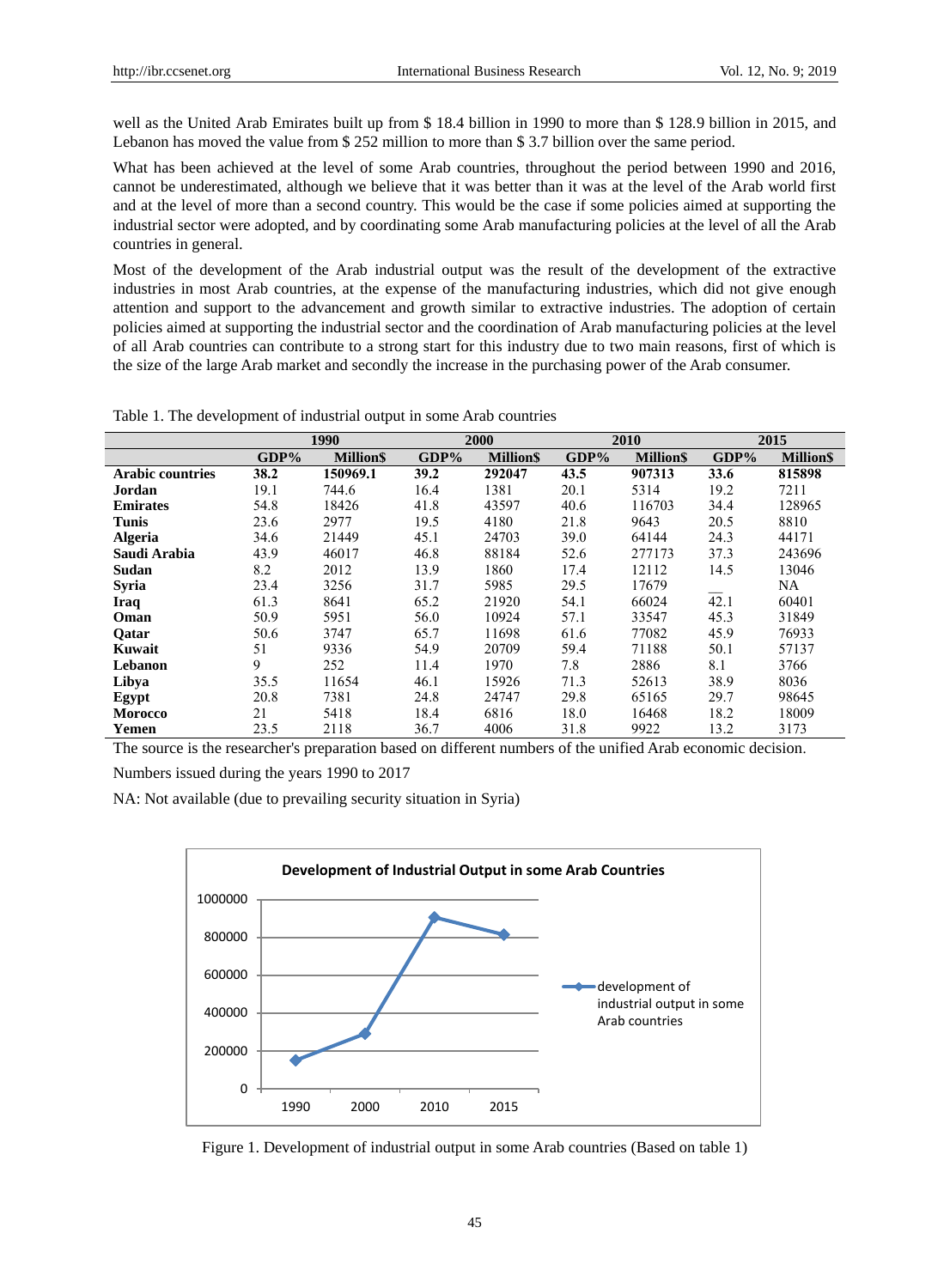well as the United Arab Emirates built up from $ 18.4 billion in 1990 to more than $ 128.9 billion in 2015, and Lebanon has moved the value from $ 252 million to more than $ 3.7 billion over the same period.

What has been achieved at the level of some Arab countries, throughout the period between 1990 and 2016, cannot be underestimated, although we believe that it was better than it was at the level of the Arab world first and at the level of more than a second country. This would be the case if some policies aimed at supporting the industrial sector were adopted, and by coordinating some Arab manufacturing policies at the level of all the Arab countries in general.

Most of the development of the Arab industrial output was the result of the development of the extractive industries in most Arab countries, at the expense of the manufacturing industries, which did not give enough attention and support to the advancement and growth similar to extractive industries. The adoption of certain policies aimed at supporting the industrial sector and the coordination of Arab manufacturing policies at the level of all Arab countries can contribute to a strong start for this industry due to two main reasons, first of which is the size of the large Arab market and secondly the increase in the purchasing power of the Arab consumer.

Table 1. The development of industrial output in some Arab countries

| | 1990 | | 2000 | | 2010 | | 2015 | |
|---|---|---|---|---|---|---|---|---|
| | **GDP%** | **Million$** | **GDP%** | **Million$** | **GDP%** | **Million$** | **GDP%** | **Million$** |
| **Arabic countries** | **38.2** | **150969.1** | **39.2** | **292047** | **43.5** | **907313** | **33.6** | **815898** |
| **Jordan** | 19.1 | 744.6 | 16.4 | 1381 | 20.1 | 5314 | 19.2 | 7211 |
| **Emirates** | 54.8 | 18426 | 41.8 | 43597 | 40.6 | 116703 | 34.4 | 128965 |
| **Tunis** | 23.6 | 2977 | 19.5 | 4180 | 21.8 | 9643 | 20.5 | 8810 |
| **Algeria** | 34.6 | 21449 | 45.1 | 24703 | 39.0 | 64144 | 24.3 | 44171 |
| **Saudi Arabia** | 43.9 | 46017 | 46.8 | 88184 | 52.6 | 277173 | 37.3 | 243696 |
| **Sudan** | 8.2 | 2012 | 13.9 | 1860 | 17.4 | 12112 | 14.5 | 13046 |
| **Syria** | 23.4 | 3256 | 31.7 | 5985 | 29.5 | 17679 | __ | NA |
| **Iraq** | 61.3 | 8641 | 65.2 | 21920 | 54.1 | 66024 | 42.1 | 60401 |
| **Oman** | 50.9 | 5951 | 56.0 | 10924 | 57.1 | 33547 | 45.3 | 31849 |
| **Qatar** | 50.6 | 3747 | 65.7 | 11698 | 61.6 | 77082 | 45.9 | 76933 |
| **Kuwait** | 51 | 9336 | 54.9 | 20709 | 59.4 | 71188 | 50.1 | 57137 |
| **Lebanon** | 9 | 252 | 11.4 | 1970 | 7.8 | 2886 | 8.1 | 3766 |
| **Libya** | 35.5 | 11654 | 46.1 | 15926 | 71.3 | 52613 | 38.9 | 8036 |
| **Egypt** | 20.8 | 7381 | 24.8 | 24747 | 29.8 | 65165 | 29.7 | 98645 |
| **Morocco** | 21 | 5418 | 18.4 | 6816 | 18.0 | 16468 | 18.2 | 18009 |
| **Yemen** | 23.5 | 2118 | 36.7 | 4006 | 31.8 | 9922 | 13.2 | 3173 |

The source is the researcher's preparation based on different numbers of the unified Arab economic decision.

Numbers issued during the years 1990 to 2017

NA: Not available (due to prevailing security situation in Syria)

Figure 1. Development of industrial output in some Arab countries (Based on table 1)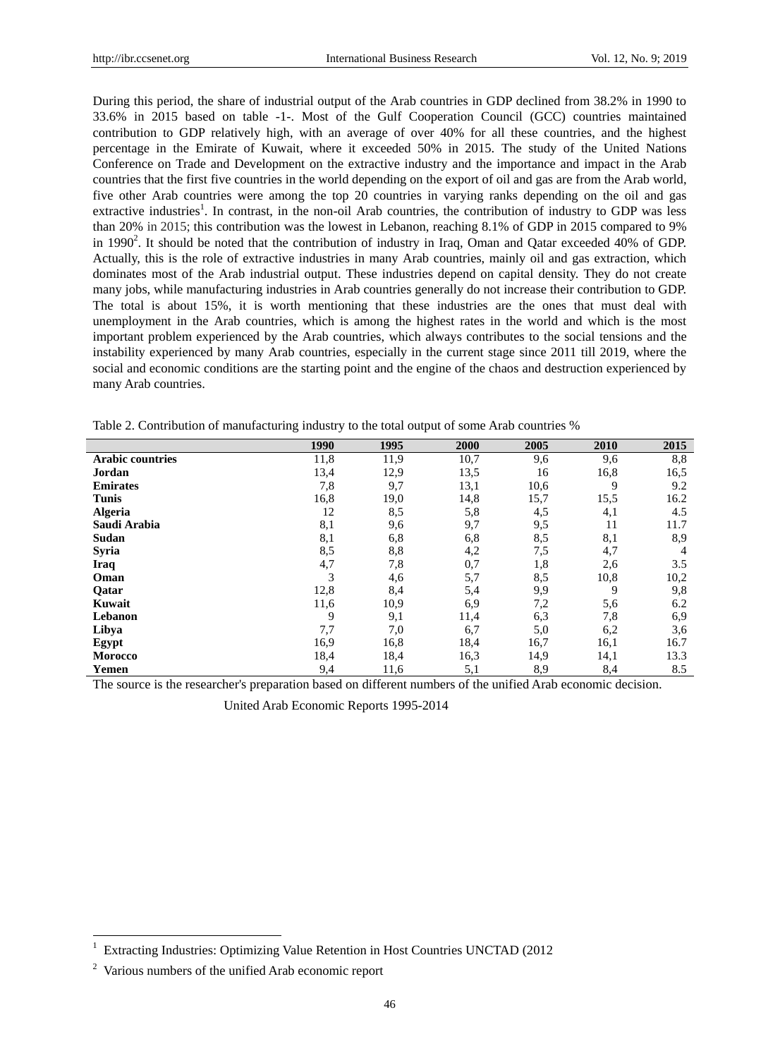During this period, the share of industrial output of the Arab countries in GDP declined from 38.2% in 1990 to 33.6% in 2015 based on table -1-. Most of the Gulf Cooperation Council (GCC) countries maintained contribution to GDP relatively high, with an average of over 40% for all these countries, and the highest percentage in the Emirate of Kuwait, where it exceeded 50% in 2015. The study of the United Nations Conference on Trade and Development on the extractive industry and the importance and impact in the Arab countries that the first five countries in the world depending on the export of oil and gas are from the Arab world, five other Arab countries were among the top 20 countries in varying ranks depending on the oil and gas extractive industries[1]. In contrast, in the non-oil Arab countries, the contribution of industry to GDP was less than 20% in 2015; this contribution was the lowest in Lebanon, reaching 8.1% of GDP in 2015 compared to 9% in 1990[2]. It should be noted that the contribution of industry in Iraq, Oman and Qatar exceeded 40% of GDP. Actually, this is the role of extractive industries in many Arab countries, mainly oil and gas extraction, which dominates most of the Arab industrial output. These industries depend on capital density. They do not create many jobs, while manufacturing industries in Arab countries generally do not increase their contribution to GDP. The total is about 15%, it is worth mentioning that these industries are the ones that must deal with unemployment in the Arab countries, which is among the highest rates in the world and which is the most important problem experienced by the Arab countries, which always contributes to the social tensions and the instability experienced by many Arab countries, especially in the current stage since 2011 till 2019, where the social and economic conditions are the starting point and the engine of the chaos and destruction experienced by many Arab countries.

Table 2. Contribution of manufacturing industry to the total output of some Arab countries %

| | 1990 | 1995 | 2000 | 2005 | 2010 | 2015 |
|---|---|---|---|---|---|---|
| **Arabic countries** | 11,8 | 11,9 | 10,7 | 9,6 | 9,6 | 8,8 |
| **Jordan** | 13,4 | 12,9 | 13,5 | 16 | 16,8 | 16,5 |
| **Emirates** | 7,8 | 9,7 | 13,1 | 10,6 | 9 | 9.2 |
| **Tunis** | 16,8 | 19,0 | 14,8 | 15,7 | 15,5 | 16.2 |
| **Algeria** | 12 | 8,5 | 5,8 | 4,5 | 4,1 | 4.5 |
| **Saudi Arabia** | 8,1 | 9,6 | 9,7 | 9,5 | 11 | 11.7 |
| **Sudan** | 8,1 | 6,8 | 6,8 | 8,5 | 8,1 | 8,9 |
| **Syria** | 8,5 | 8,8 | 4,2 | 7,5 | 4,7 | 4 |
| **Iraq** | 4,7 | 7,8 | 0,7 | 1,8 | 2,6 | 3.5 |
| **Oman** | 3 | 4,6 | 5,7 | 8,5 | 10,8 | 10,2 |
| **Qatar** | 12,8 | 8,4 | 5,4 | 9,9 | 9 | 9,8 |
| **Kuwait** | 11,6 | 10,9 | 6,9 | 7,2 | 5,6 | 6.2 |
| **Lebanon** | 9 | 9,1 | 11,4 | 6,3 | 7,8 | 6,9 |
| **Libya** | 7,7 | 7,0 | 6,7 | 5,0 | 6,2 | 3,6 |
| **Egypt** | 16,9 | 16,8 | 18,4 | 16,7 | 16,1 | 16.7 |
| **Morocco** | 18,4 | 18,4 | 16,3 | 14,9 | 14,1 | 13.3 |
| **Yemen** | 9,4 | 11,6 | 5,1 | 8,9 | 8,4 | 8.5 |

The source is the researcher's preparation based on different numbers of the unified Arab economic decision.

United Arab Economic Reports 1995-2014

[1] Extracting Industries: Optimizing Value Retention in Host Countries UNCTAD (2012

[2] Various numbers of the unified Arab economic report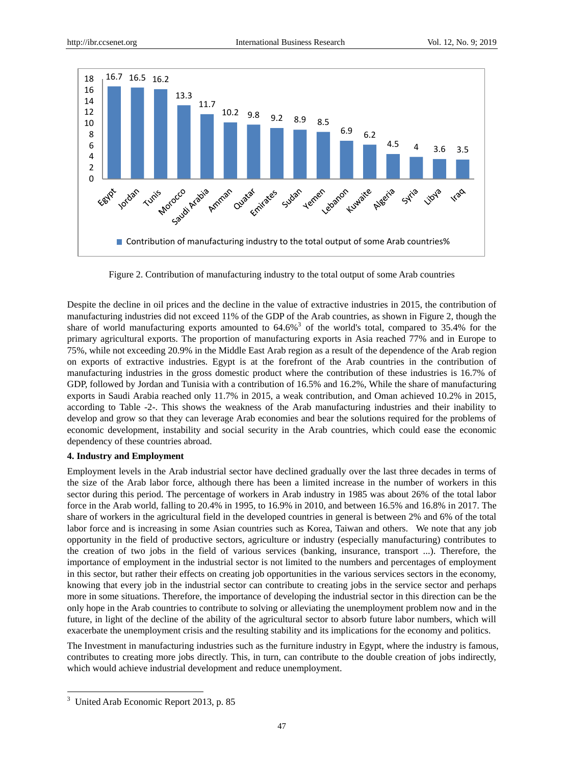| Country | Contribution of manufacturing industry to the total output of some Arab countries% |
|---|---|
| Egypt | 16.7 |
| Jordan | 16.5 |
| Tunis | 16.2 |
| Morocco | 13.3 |
| Saudi Arabia | 11.7 |
| Amman | 10.2 |
| Quatar | 9.8 |
| Emirates | 9.2 |
| Sudan | 8.9 |
| Yemen | 8.5 |
| Lebanon | 6.9 |
| Kuwaite | 6.2 |
| Algeria | 4.5 |
| Syria | 4 |
| Libya | 3.6 |
| Iraq | 3.5 |

Figure 2. Contribution of manufacturing industry to the total output of some Arab countries

Despite the decline in oil prices and the decline in the value of extractive industries in 2015, the contribution of manufacturing industries did not exceed 11% of the GDP of the Arab countries, as shown in Figure 2, though the share of world manufacturing exports amounted to 64.6%[3] of the world's total, compared to 35.4% for the primary agricultural exports. The proportion of manufacturing exports in Asia reached 77% and in Europe to 75%, while not exceeding 20.9% in the Middle East Arab region as a result of the dependence of the Arab region on exports of extractive industries. Egypt is at the forefront of the Arab countries in the contribution of manufacturing industries in the gross domestic product where the contribution of these industries is 16.7% of GDP, followed by Jordan and Tunisia with a contribution of 16.5% and 16.2%, While the share of manufacturing exports in Saudi Arabia reached only 11.7% in 2015, a weak contribution, and Oman achieved 10.2% in 2015, according to Table -2-. This shows the weakness of the Arab manufacturing industries and their inability to develop and grow so that they can leverage Arab economies and bear the solutions required for the problems of economic development, instability and social security in the Arab countries, which could ease the economic dependency of these countries abroad.

**4. Industry and Employment**

Employment levels in the Arab industrial sector have declined gradually over the last three decades in terms of the size of the Arab labor force, although there has been a limited increase in the number of workers in this sector during this period. The percentage of workers in Arab industry in 1985 was about 26% of the total labor force in the Arab world, falling to 20.4% in 1995, to 16.9% in 2010, and between 16.5% and 16.8% in 2017. The share of workers in the agricultural field in the developed countries in general is between 2% and 6% of the total labor force and is increasing in some Asian countries such as Korea, Taiwan and others. We note that any job opportunity in the field of productive sectors, agriculture or industry (especially manufacturing) contributes to the creation of two jobs in the field of various services (banking, insurance, transport ...). Therefore, the importance of employment in the industrial sector is not limited to the numbers and percentages of employment in this sector, but rather their effects on creating job opportunities in the various services sectors in the economy, knowing that every job in the industrial sector can contribute to creating jobs in the service sector and perhaps more in some situations. Therefore, the importance of developing the industrial sector in this direction can be the only hope in the Arab countries to contribute to solving or alleviating the unemployment problem now and in the future, in light of the decline of the ability of the agricultural sector to absorb future labor numbers, which will exacerbate the unemployment crisis and the resulting stability and its implications for the economy and politics.

The Investment in manufacturing industries such as the furniture industry in Egypt, where the industry is famous, contributes to creating more jobs directly. This, in turn, can contribute to the double creation of jobs indirectly, which would achieve industrial development and reduce unemployment.

---

[3] United Arab Economic Report 2013, p. 85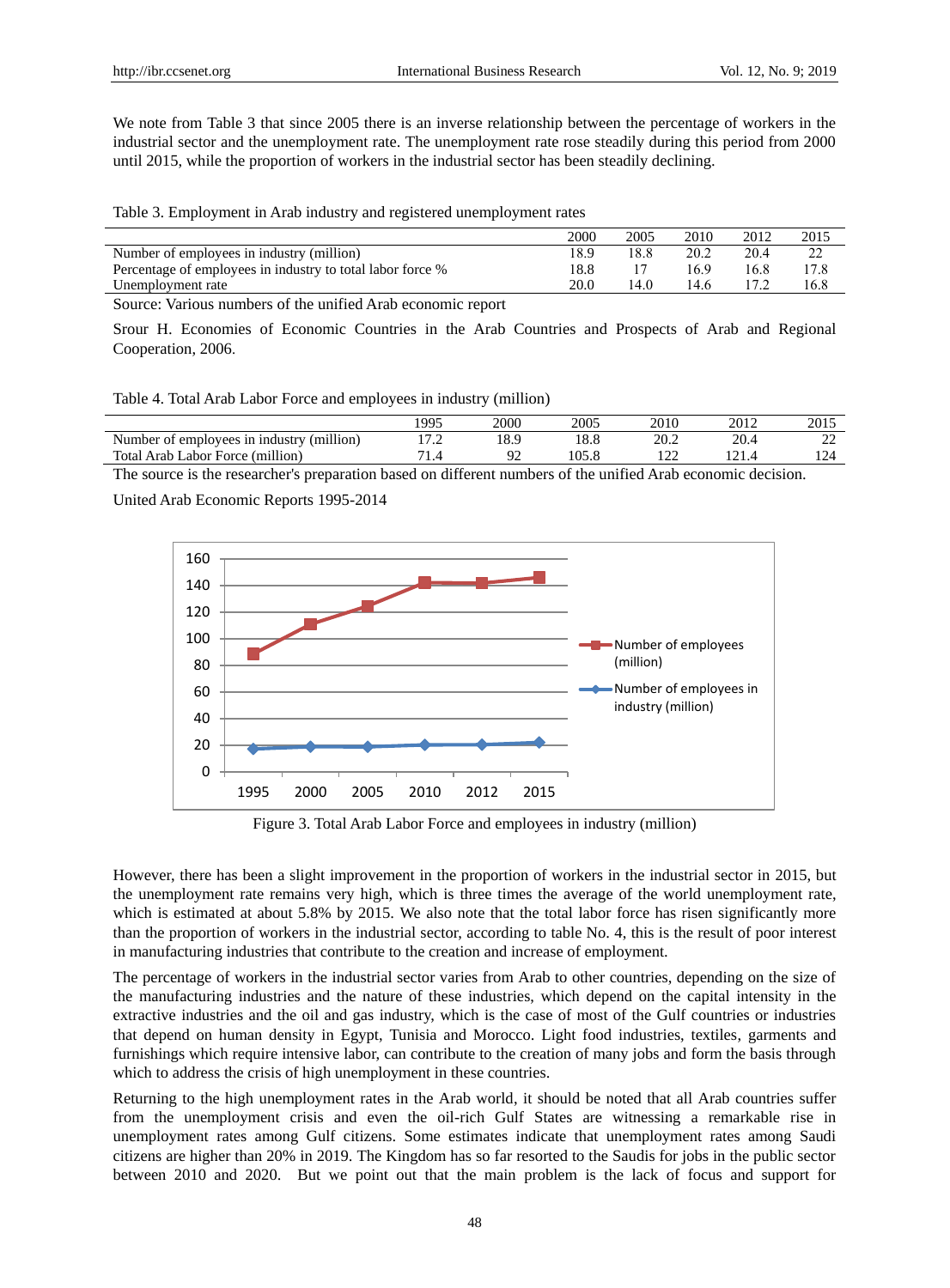We note from Table 3 that since 2005 there is an inverse relationship between the percentage of workers in the industrial sector and the unemployment rate. The unemployment rate rose steadily during this period from 2000 until 2015, while the proportion of workers in the industrial sector has been steadily declining.

Table 3. Employment in Arab industry and registered unemployment rates

| | 2000 | 2005 | 2010 | 2012 | 2015 |
|---|---|---|---|---|---|
| Number of employees in industry (million) | 18.9 | 18.8 | 20.2 | 20.4 | 22 |
| Percentage of employees in industry to total labor force % | 18.8 | 17 | 16.9 | 16.8 | 17.8 |
| Unemployment rate | 20.0 | 14.0 | 14.6 | 17.2 | 16.8 |

Source: Various numbers of the unified Arab economic report

Srour H. Economies of Economic Countries in the Arab Countries and Prospects of Arab and Regional Cooperation, 2006.

Table 4. Total Arab Labor Force and employees in industry (million)

| | 1995 | 2000 | 2005 | 2010 | 2012 | 2015 |
|---|---|---|---|---|---|---|
| Number of employees in industry (million) | 17.2 | 18.9 | 18.8 | 20.2 | 20.4 | 22 |
| Total Arab Labor Force (million) | 71.4 | 92 | 105.8 | 122 | 121.4 | 124 |

The source is the researcher's preparation based on different numbers of the unified Arab economic decision.

United Arab Economic Reports 1995-2014

Figure 3. Total Arab Labor Force and employees in industry (million)

However, there has been a slight improvement in the proportion of workers in the industrial sector in 2015, but the unemployment rate remains very high, which is three times the average of the world unemployment rate, which is estimated at about 5.8% by 2015. We also note that the total labor force has risen significantly more than the proportion of workers in the industrial sector, according to table No. 4, this is the result of poor interest in manufacturing industries that contribute to the creation and increase of employment.

The percentage of workers in the industrial sector varies from Arab to other countries, depending on the size of the manufacturing industries and the nature of these industries, which depend on the capital intensity in the extractive industries and the oil and gas industry, which is the case of most of the Gulf countries or industries that depend on human density in Egypt, Tunisia and Morocco. Light food industries, textiles, garments and furnishings which require intensive labor, can contribute to the creation of many jobs and form the basis through which to address the crisis of high unemployment in these countries.

Returning to the high unemployment rates in the Arab world, it should be noted that all Arab countries suffer from the unemployment crisis and even the oil-rich Gulf States are witnessing a remarkable rise in unemployment rates among Gulf citizens. Some estimates indicate that unemployment rates among Saudi citizens are higher than 20% in 2019. The Kingdom has so far resorted to the Saudis for jobs in the public sector between 2010 and 2020. But we point out that the main problem is the lack of focus and support for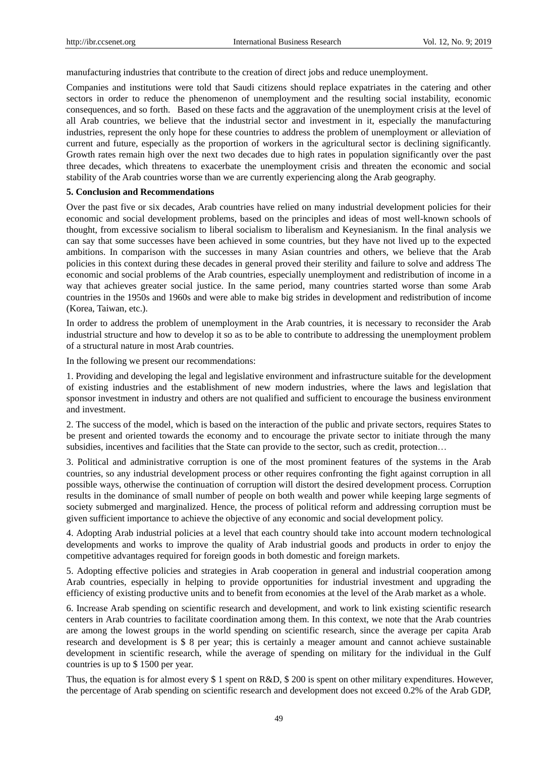manufacturing industries that contribute to the creation of direct jobs and reduce unemployment.

Companies and institutions were told that Saudi citizens should replace expatriates in the catering and other sectors in order to reduce the phenomenon of unemployment and the resulting social instability, economic consequences, and so forth. Based on these facts and the aggravation of the unemployment crisis at the level of all Arab countries, we believe that the industrial sector and investment in it, especially the manufacturing industries, represent the only hope for these countries to address the problem of unemployment or alleviation of current and future, especially as the proportion of workers in the agricultural sector is declining significantly. Growth rates remain high over the next two decades due to high rates in population significantly over the past three decades, which threatens to exacerbate the unemployment crisis and threaten the economic and social stability of the Arab countries worse than we are currently experiencing along the Arab geography.

## 5. Conclusion and Recommendations

Over the past five or six decades, Arab countries have relied on many industrial development policies for their economic and social development problems, based on the principles and ideas of most well-known schools of thought, from excessive socialism to liberal socialism to liberalism and Keynesianism. In the final analysis we can say that some successes have been achieved in some countries, but they have not lived up to the expected ambitions. In comparison with the successes in many Asian countries and others, we believe that the Arab policies in this context during these decades in general proved their sterility and failure to solve and address The economic and social problems of the Arab countries, especially unemployment and redistribution of income in a way that achieves greater social justice. In the same period, many countries started worse than some Arab countries in the 1950s and 1960s and were able to make big strides in development and redistribution of income (Korea, Taiwan, etc.).

In order to address the problem of unemployment in the Arab countries, it is necessary to reconsider the Arab industrial structure and how to develop it so as to be able to contribute to addressing the unemployment problem of a structural nature in most Arab countries.

In the following we present our recommendations:

1. Providing and developing the legal and legislative environment and infrastructure suitable for the development of existing industries and the establishment of new modern industries, where the laws and legislation that sponsor investment in industry and others are not qualified and sufficient to encourage the business environment and investment.

2. The success of the model, which is based on the interaction of the public and private sectors, requires States to be present and oriented towards the economy and to encourage the private sector to initiate through the many subsidies, incentives and facilities that the State can provide to the sector, such as credit, protection…

3. Political and administrative corruption is one of the most prominent features of the systems in the Arab countries, so any industrial development process or other requires confronting the fight against corruption in all possible ways, otherwise the continuation of corruption will distort the desired development process. Corruption results in the dominance of small number of people on both wealth and power while keeping large segments of society submerged and marginalized. Hence, the process of political reform and addressing corruption must be given sufficient importance to achieve the objective of any economic and social development policy.

4. Adopting Arab industrial policies at a level that each country should take into account modern technological developments and works to improve the quality of Arab industrial goods and products in order to enjoy the competitive advantages required for foreign goods in both domestic and foreign markets.

5. Adopting effective policies and strategies in Arab cooperation in general and industrial cooperation among Arab countries, especially in helping to provide opportunities for industrial investment and upgrading the efficiency of existing productive units and to benefit from economies at the level of the Arab market as a whole.

6. Increase Arab spending on scientific research and development, and work to link existing scientific research centers in Arab countries to facilitate coordination among them. In this context, we note that the Arab countries are among the lowest groups in the world spending on scientific research, since the average per capita Arab research and development is $ 8 per year; this is certainly a meager amount and cannot achieve sustainable development in scientific research, while the average of spending on military for the individual in the Gulf countries is up to $ 1500 per year.

Thus, the equation is for almost every $ 1 spent on R&D, $ 200 is spent on other military expenditures. However, the percentage of Arab spending on scientific research and development does not exceed 0.2% of the Arab GDP,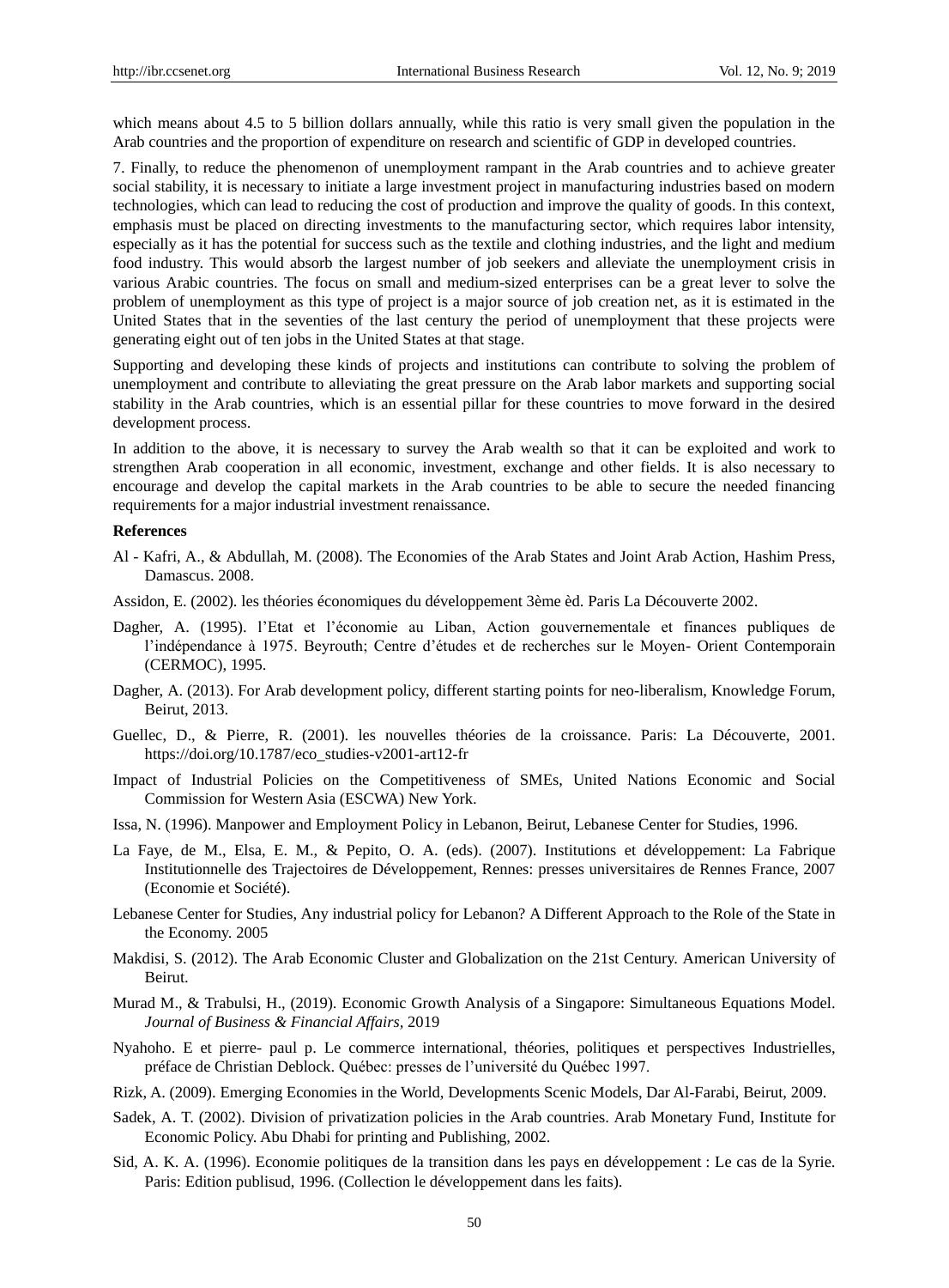which means about 4.5 to 5 billion dollars annually, while this ratio is very small given the population in the Arab countries and the proportion of expenditure on research and scientific of GDP in developed countries.

7. Finally, to reduce the phenomenon of unemployment rampant in the Arab countries and to achieve greater social stability, it is necessary to initiate a large investment project in manufacturing industries based on modern technologies, which can lead to reducing the cost of production and improve the quality of goods. In this context, emphasis must be placed on directing investments to the manufacturing sector, which requires labor intensity, especially as it has the potential for success such as the textile and clothing industries, and the light and medium food industry. This would absorb the largest number of job seekers and alleviate the unemployment crisis in various Arabic countries. The focus on small and medium-sized enterprises can be a great lever to solve the problem of unemployment as this type of project is a major source of job creation net, as it is estimated in the United States that in the seventies of the last century the period of unemployment that these projects were generating eight out of ten jobs in the United States at that stage.

Supporting and developing these kinds of projects and institutions can contribute to solving the problem of unemployment and contribute to alleviating the great pressure on the Arab labor markets and supporting social stability in the Arab countries, which is an essential pillar for these countries to move forward in the desired development process.

In addition to the above, it is necessary to survey the Arab wealth so that it can be exploited and work to strengthen Arab cooperation in all economic, investment, exchange and other fields. It is also necessary to encourage and develop the capital markets in the Arab countries to be able to secure the needed financing requirements for a major industrial investment renaissance.

**References**

Al - Kafri, A., & Abdullah, M. (2008). The Economies of the Arab States and Joint Arab Action, Hashim Press, Damascus. 2008.

Assidon, E. (2002). les théories économiques du développement 3ème èd. Paris La Découverte 2002.

Dagher, A. (1995). l'Etat et l'économie au Liban, Action gouvernementale et finances publiques de l'indépendance à 1975. Beyrouth; Centre d'études et de recherches sur le Moyen- Orient Contemporain (CERMOC), 1995.

Dagher, A. (2013). For Arab development policy, different starting points for neo-liberalism, Knowledge Forum, Beirut, 2013.

Guellec, D., & Pierre, R. (2001). les nouvelles théories de la croissance. Paris: La Découverte, 2001. https://doi.org/10.1787/eco_studies-v2001-art12-fr

Impact of Industrial Policies on the Competitiveness of SMEs, United Nations Economic and Social Commission for Western Asia (ESCWA) New York.

Issa, N. (1996). Manpower and Employment Policy in Lebanon, Beirut, Lebanese Center for Studies, 1996.

La Faye, de M., Elsa, E. M., & Pepito, O. A. (eds). (2007). Institutions et développement: La Fabrique Institutionnelle des Trajectoires de Développement, Rennes: presses universitaires de Rennes France, 2007 (Economie et Société).

Lebanese Center for Studies, Any industrial policy for Lebanon? A Different Approach to the Role of the State in the Economy. 2005

Makdisi, S. (2012). The Arab Economic Cluster and Globalization on the 21st Century. American University of Beirut.

Murad M., & Trabulsi, H., (2019). Economic Growth Analysis of a Singapore: Simultaneous Equations Model. *Journal of Business & Financial Affairs,* 2019

Nyahoho. E et pierre- paul p. Le commerce international, théories, politiques et perspectives Industrielles, préface de Christian Deblock. Québec: presses de l'université du Québec 1997.

Rizk, A. (2009). Emerging Economies in the World, Developments Scenic Models, Dar Al-Farabi, Beirut, 2009.

Sadek, A. T. (2002). Division of privatization policies in the Arab countries. Arab Monetary Fund, Institute for Economic Policy. Abu Dhabi for printing and Publishing, 2002.

Sid, A. K. A. (1996). Economie politiques de la transition dans les pays en développement : Le cas de la Syrie. Paris: Edition publisud, 1996. (Collection le développement dans les faits).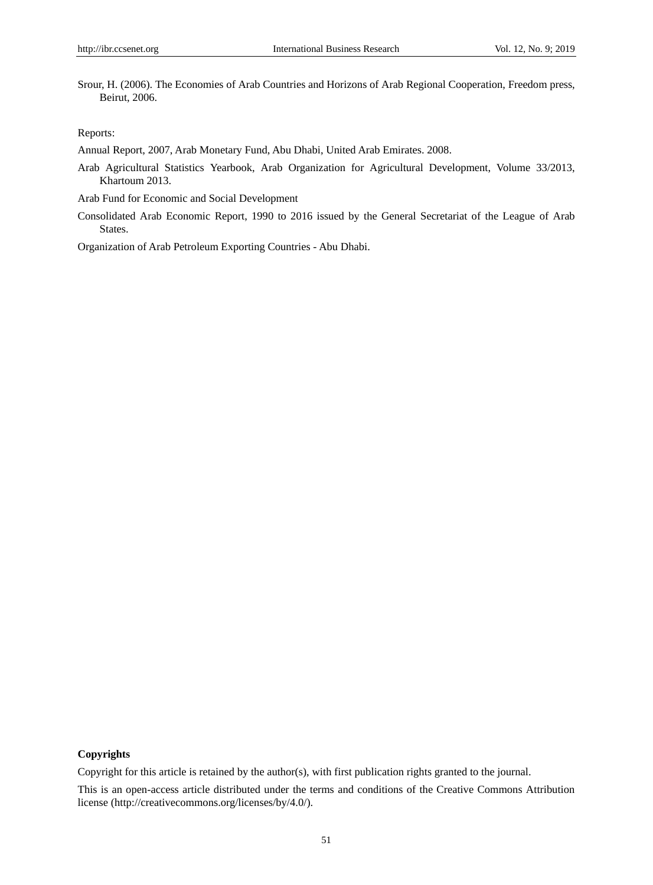Srour, H. (2006). The Economies of Arab Countries and Horizons of Arab Regional Cooperation, Freedom press, Beirut, 2006.

Reports:

Annual Report, 2007, Arab Monetary Fund, Abu Dhabi, United Arab Emirates. 2008.

Arab Agricultural Statistics Yearbook, Arab Organization for Agricultural Development, Volume 33/2013, Khartoum 2013.

Arab Fund for Economic and Social Development

Consolidated Arab Economic Report, 1990 to 2016 issued by the General Secretariat of the League of Arab States.

Organization of Arab Petroleum Exporting Countries - Abu Dhabi.

**Copyrights**

Copyright for this article is retained by the author(s), with first publication rights granted to the journal.

This is an open-access article distributed under the terms and conditions of the Creative Commons Attribution license (http://creativecommons.org/licenses/by/4.0/).